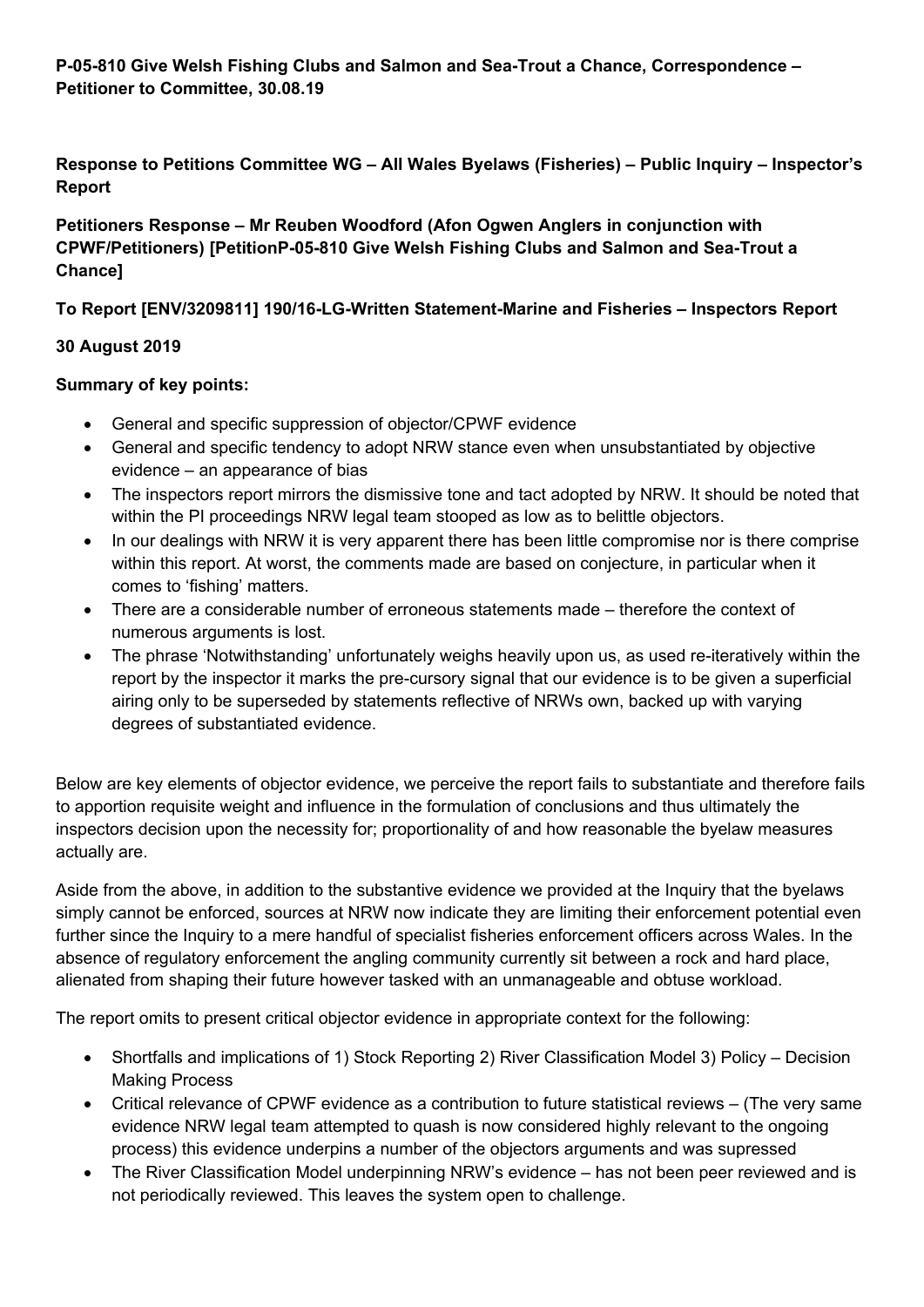**P-05-810 Give Welsh Fishing Clubs and Salmon and Sea-Trout a Chance, Correspondence – Petitioner to Committee, 30.08.19**

**Response to Petitions Committee WG – All Wales Byelaws (Fisheries) – Public Inquiry – Inspector's Report**

**Petitioners Response – Mr Reuben Woodford (Afon Ogwen Anglers in conjunction with CPWF/Petitioners) [PetitionP-05-810 Give Welsh Fishing Clubs and Salmon and Sea-Trout a Chance]**

**To Report [ENV/3209811] 190/16-LG-Written Statement-Marine and Fisheries – Inspectors Report**

**30 August 2019**

**Summary of key points:**

- General and specific suppression of objector/CPWF evidence
- General and specific tendency to adopt NRW stance even when unsubstantiated by objective evidence – an appearance of bias
- The inspectors report mirrors the dismissive tone and tact adopted by NRW. It should be noted that within the PI proceedings NRW legal team stooped as low as to belittle objectors.
- In our dealings with NRW it is very apparent there has been little compromise nor is there comprise within this report. At worst, the comments made are based on conjecture, in particular when it comes to 'fishing' matters.
- There are a considerable number of erroneous statements made – therefore the context of numerous arguments is lost.
- The phrase 'Notwithstanding' unfortunately weighs heavily upon us, as used re-iteratively within the report by the inspector it marks the pre-cursory signal that our evidence is to be given a superficial airing only to be superseded by statements reflective of NRWs own, backed up with varying degrees of substantiated evidence.

Below are key elements of objector evidence, we perceive the report fails to substantiate and therefore fails to apportion requisite weight and influence in the formulation of conclusions and thus ultimately the inspectors decision upon the necessity for; proportionality of and how reasonable the byelaw measures actually are.

Aside from the above, in addition to the substantive evidence we provided at the Inquiry that the byelaws simply cannot be enforced, sources at NRW now indicate they are limiting their enforcement potential even further since the Inquiry to a mere handful of specialist fisheries enforcement officers across Wales. In the absence of regulatory enforcement the angling community currently sit between a rock and hard place, alienated from shaping their future however tasked with an unmanageable and obtuse workload.

The report omits to present critical objector evidence in appropriate context for the following:

- Shortfalls and implications of 1) Stock Reporting 2) River Classification Model 3) Policy – Decision Making Process
- Critical relevance of CPWF evidence as a contribution to future statistical reviews – (The very same evidence NRW legal team attempted to quash is now considered highly relevant to the ongoing process) this evidence underpins a number of the objectors arguments and was supressed
- The River Classification Model underpinning NRW's evidence – has not been peer reviewed and is not periodically reviewed. This leaves the system open to challenge.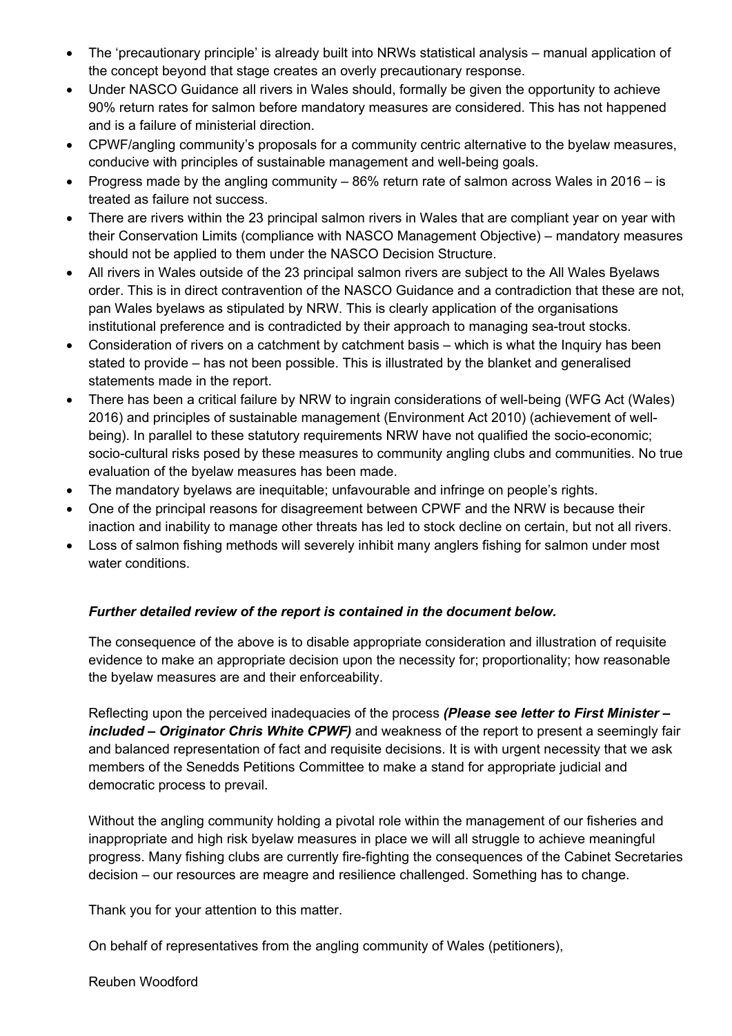- The 'precautionary principle' is already built into NRWs statistical analysis – manual application of the concept beyond that stage creates an overly precautionary response.
- Under NASCO Guidance all rivers in Wales should, formally be given the opportunity to achieve 90% return rates for salmon before mandatory measures are considered. This has not happened and is a failure of ministerial direction.
- CPWF/angling community's proposals for a community centric alternative to the byelaw measures, conducive with principles of sustainable management and well-being goals.
- Progress made by the angling community – 86% return rate of salmon across Wales in 2016 – is treated as failure not success.
- There are rivers within the 23 principal salmon rivers in Wales that are compliant year on year with their Conservation Limits (compliance with NASCO Management Objective) – mandatory measures should not be applied to them under the NASCO Decision Structure.
- All rivers in Wales outside of the 23 principal salmon rivers are subject to the All Wales Byelaws order. This is in direct contravention of the NASCO Guidance and a contradiction that these are not, pan Wales byelaws as stipulated by NRW. This is clearly application of the organisations institutional preference and is contradicted by their approach to managing sea-trout stocks.
- Consideration of rivers on a catchment by catchment basis – which is what the Inquiry has been stated to provide – has not been possible. This is illustrated by the blanket and generalised statements made in the report.
- There has been a critical failure by NRW to ingrain considerations of well-being (WFG Act (Wales) 2016) and principles of sustainable management (Environment Act 2010) (achievement of well-being). In parallel to these statutory requirements NRW have not qualified the socio-economic; socio-cultural risks posed by these measures to community angling clubs and communities. No true evaluation of the byelaw measures has been made.
- The mandatory byelaws are inequitable; unfavourable and infringe on people's rights.
- One of the principal reasons for disagreement between CPWF and the NRW is because their inaction and inability to manage other threats has led to stock decline on certain, but not all rivers.
- Loss of salmon fishing methods will severely inhibit many anglers fishing for salmon under most water conditions.

***Further detailed review of the report is contained in the document below.***

The consequence of the above is to disable appropriate consideration and illustration of requisite evidence to make an appropriate decision upon the necessity for; proportionality; how reasonable the byelaw measures are and their enforceability.

Reflecting upon the perceived inadequacies of the process ***(Please see letter to First Minister – included – Originator Chris White CPWF)*** and weakness of the report to present a seemingly fair and balanced representation of fact and requisite decisions. It is with urgent necessity that we ask members of the Senedds Petitions Committee to make a stand for appropriate judicial and democratic process to prevail.

Without the angling community holding a pivotal role within the management of our fisheries and inappropriate and high risk byelaw measures in place we will all struggle to achieve meaningful progress. Many fishing clubs are currently fire-fighting the consequences of the Cabinet Secretaries decision – our resources are meagre and resilience challenged. Something has to change.

Thank you for your attention to this matter.

On behalf of representatives from the angling community of Wales (petitioners),

Reuben Woodford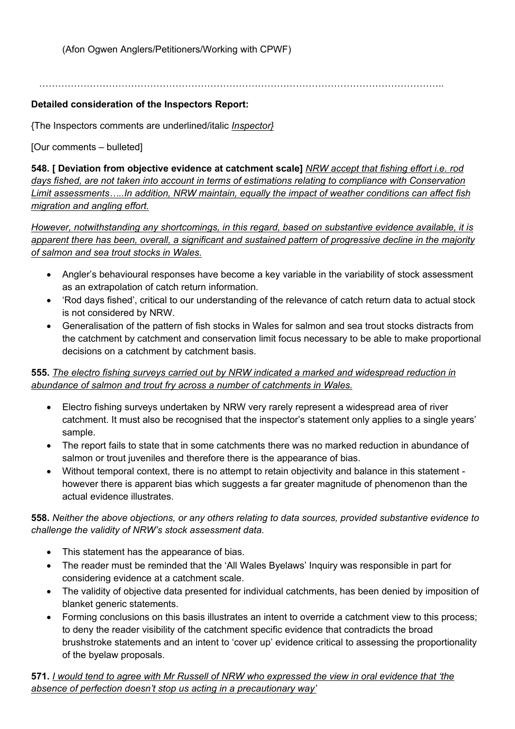(Afon Ogwen Anglers/Petitioners/Working with CPWF)

…………………………………………………………………………………………………………………..

**Detailed consideration of the Inspectors Report:**

{The Inspectors comments are underlined/italic *Inspector}*

[Our comments – bulleted]

**548. [ Deviation from objective evidence at catchment scale]** *NRW accept that fishing effort i.e. rod days fished, are not taken into account in terms of estimations relating to compliance with Conservation Limit assessments…..In addition, NRW maintain, equally the impact of weather conditions can affect fish migration and angling effort.*

*However, notwithstanding any shortcomings, in this regard, based on substantive evidence available, it is apparent there has been, overall, a significant and sustained pattern of progressive decline in the majority of salmon and sea trout stocks in Wales.*

- Angler's behavioural responses have become a key variable in the variability of stock assessment as an extrapolation of catch return information.
- 'Rod days fished', critical to our understanding of the relevance of catch return data to actual stock is not considered by NRW.
- Generalisation of the pattern of fish stocks in Wales for salmon and sea trout stocks distracts from the catchment by catchment and conservation limit focus necessary to be able to make proportional decisions on a catchment by catchment basis.

**555.** *The electro fishing surveys carried out by NRW indicated a marked and widespread reduction in abundance of salmon and trout fry across a number of catchments in Wales.*

- Electro fishing surveys undertaken by NRW very rarely represent a widespread area of river catchment. It must also be recognised that the inspector's statement only applies to a single years' sample.
- The report fails to state that in some catchments there was no marked reduction in abundance of salmon or trout juveniles and therefore there is the appearance of bias.
- Without temporal context, there is no attempt to retain objectivity and balance in this statement - however there is apparent bias which suggests a far greater magnitude of phenomenon than the actual evidence illustrates.

**558.** *Neither the above objections, or any others relating to data sources, provided substantive evidence to challenge the validity of NRW's stock assessment data.*

- This statement has the appearance of bias.
- The reader must be reminded that the 'All Wales Byelaws' Inquiry was responsible in part for considering evidence at a catchment scale.
- The validity of objective data presented for individual catchments, has been denied by imposition of blanket generic statements.
- Forming conclusions on this basis illustrates an intent to override a catchment view to this process; to deny the reader visibility of the catchment specific evidence that contradicts the broad brushstroke statements and an intent to 'cover up' evidence critical to assessing the proportionality of the byelaw proposals.

**571.** *I would tend to agree with Mr Russell of NRW who expressed the view in oral evidence that 'the absence of perfection doesn't stop us acting in a precautionary way'*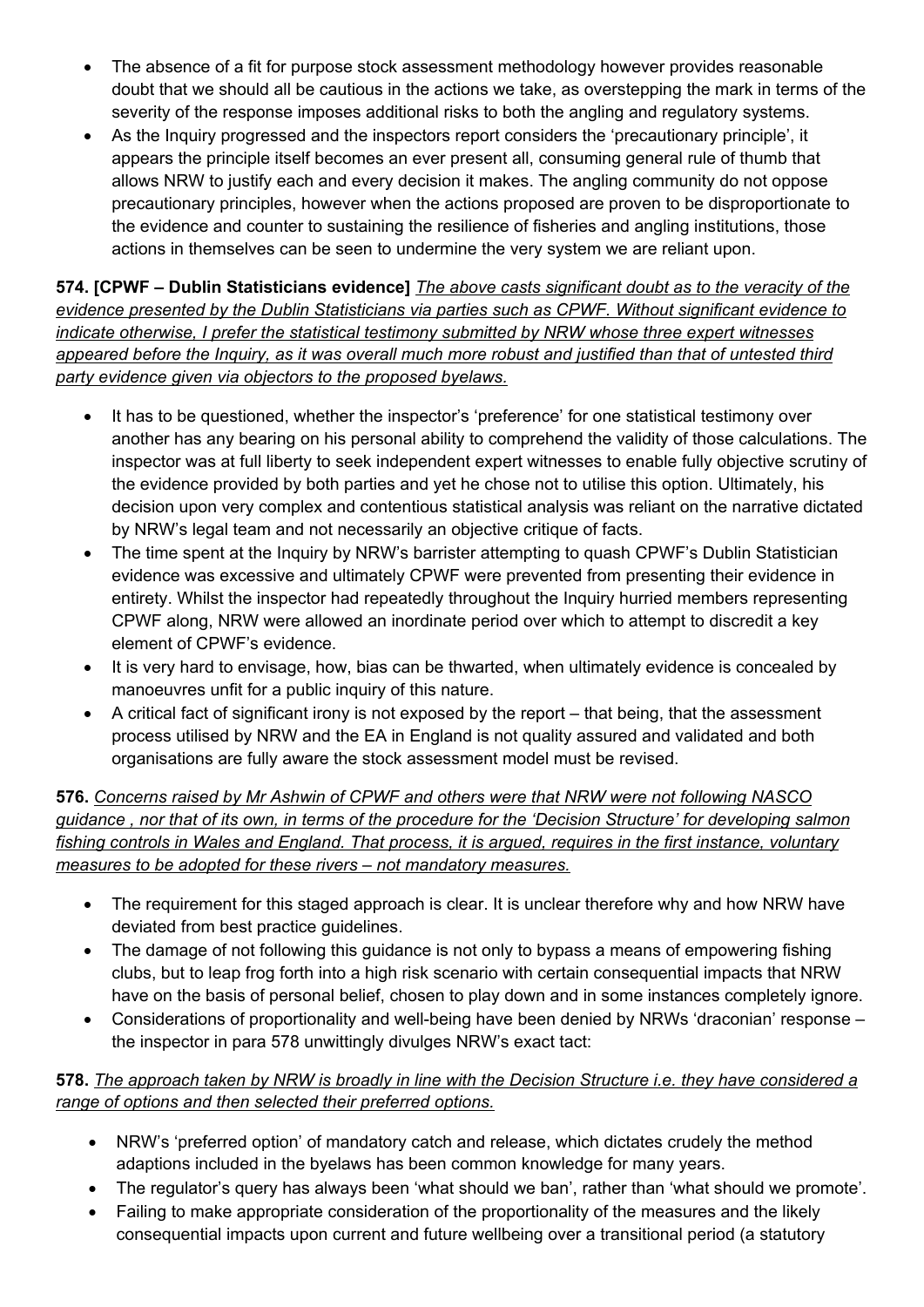- The absence of a fit for purpose stock assessment methodology however provides reasonable doubt that we should all be cautious in the actions we take, as overstepping the mark in terms of the severity of the response imposes additional risks to both the angling and regulatory systems.
- As the Inquiry progressed and the inspectors report considers the 'precautionary principle', it appears the principle itself becomes an ever present all, consuming general rule of thumb that allows NRW to justify each and every decision it makes. The angling community do not oppose precautionary principles, however when the actions proposed are proven to be disproportionate to the evidence and counter to sustaining the resilience of fisheries and angling institutions, those actions in themselves can be seen to undermine the very system we are reliant upon.

**574. [CPWF – Dublin Statisticians evidence]** *The above casts significant doubt as to the veracity of the evidence presented by the Dublin Statisticians via parties such as CPWF. Without significant evidence to indicate otherwise, I prefer the statistical testimony submitted by NRW whose three expert witnesses appeared before the Inquiry, as it was overall much more robust and justified than that of untested third party evidence given via objectors to the proposed byelaws.*

- It has to be questioned, whether the inspector's 'preference' for one statistical testimony over another has any bearing on his personal ability to comprehend the validity of those calculations. The inspector was at full liberty to seek independent expert witnesses to enable fully objective scrutiny of the evidence provided by both parties and yet he chose not to utilise this option. Ultimately, his decision upon very complex and contentious statistical analysis was reliant on the narrative dictated by NRW's legal team and not necessarily an objective critique of facts.
- The time spent at the Inquiry by NRW's barrister attempting to quash CPWF's Dublin Statistician evidence was excessive and ultimately CPWF were prevented from presenting their evidence in entirety. Whilst the inspector had repeatedly throughout the Inquiry hurried members representing CPWF along, NRW were allowed an inordinate period over which to attempt to discredit a key element of CPWF's evidence.
- It is very hard to envisage, how, bias can be thwarted, when ultimately evidence is concealed by manoeuvres unfit for a public inquiry of this nature.
- A critical fact of significant irony is not exposed by the report – that being, that the assessment process utilised by NRW and the EA in England is not quality assured and validated and both organisations are fully aware the stock assessment model must be revised.

**576.** *Concerns raised by Mr Ashwin of CPWF and others were that NRW were not following NASCO guidance , nor that of its own, in terms of the procedure for the 'Decision Structure' for developing salmon fishing controls in Wales and England. That process, it is argued, requires in the first instance, voluntary measures to be adopted for these rivers – not mandatory measures.*

- The requirement for this staged approach is clear. It is unclear therefore why and how NRW have deviated from best practice guidelines.
- The damage of not following this guidance is not only to bypass a means of empowering fishing clubs, but to leap frog forth into a high risk scenario with certain consequential impacts that NRW have on the basis of personal belief, chosen to play down and in some instances completely ignore.
- Considerations of proportionality and well-being have been denied by NRWs 'draconian' response – the inspector in para 578 unwittingly divulges NRW's exact tact:

**578.** *The approach taken by NRW is broadly in line with the Decision Structure i.e. they have considered a range of options and then selected their preferred options.*

- NRW's 'preferred option' of mandatory catch and release, which dictates crudely the method adaptions included in the byelaws has been common knowledge for many years.
- The regulator's query has always been 'what should we ban', rather than 'what should we promote'.
- Failing to make appropriate consideration of the proportionality of the measures and the likely consequential impacts upon current and future wellbeing over a transitional period (a statutory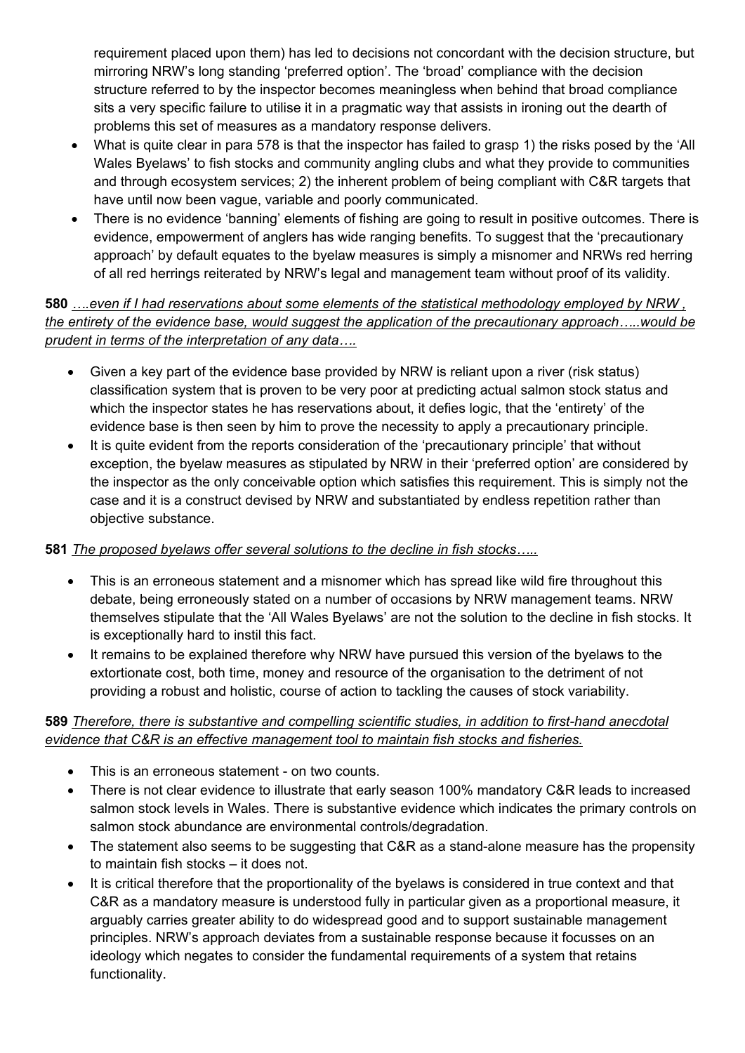requirement placed upon them) has led to decisions not concordant with the decision structure, but mirroring NRW's long standing 'preferred option'. The 'broad' compliance with the decision structure referred to by the inspector becomes meaningless when behind that broad compliance sits a very specific failure to utilise it in a pragmatic way that assists in ironing out the dearth of problems this set of measures as a mandatory response delivers.

- What is quite clear in para 578 is that the inspector has failed to grasp 1) the risks posed by the 'All Wales Byelaws' to fish stocks and community angling clubs and what they provide to communities and through ecosystem services; 2) the inherent problem of being compliant with C&R targets that have until now been vague, variable and poorly communicated.
- There is no evidence 'banning' elements of fishing are going to result in positive outcomes. There is evidence, empowerment of anglers has wide ranging benefits. To suggest that the 'precautionary approach' by default equates to the byelaw measures is simply a misnomer and NRWs red herring of all red herrings reiterated by NRW's legal and management team without proof of its validity.

**580** *….even if I had reservations about some elements of the statistical methodology employed by NRW , the entirety of the evidence base, would suggest the application of the precautionary approach…..would be prudent in terms of the interpretation of any data….*

- Given a key part of the evidence base provided by NRW is reliant upon a river (risk status) classification system that is proven to be very poor at predicting actual salmon stock status and which the inspector states he has reservations about, it defies logic, that the 'entirety' of the evidence base is then seen by him to prove the necessity to apply a precautionary principle.
- It is quite evident from the reports consideration of the 'precautionary principle' that without exception, the byelaw measures as stipulated by NRW in their 'preferred option' are considered by the inspector as the only conceivable option which satisfies this requirement. This is simply not the case and it is a construct devised by NRW and substantiated by endless repetition rather than objective substance.

**581** *The proposed byelaws offer several solutions to the decline in fish stocks…..*

- This is an erroneous statement and a misnomer which has spread like wild fire throughout this debate, being erroneously stated on a number of occasions by NRW management teams. NRW themselves stipulate that the 'All Wales Byelaws' are not the solution to the decline in fish stocks. It is exceptionally hard to instil this fact.
- It remains to be explained therefore why NRW have pursued this version of the byelaws to the extortionate cost, both time, money and resource of the organisation to the detriment of not providing a robust and holistic, course of action to tackling the causes of stock variability.

**589** *Therefore, there is substantive and compelling scientific studies, in addition to first-hand anecdotal evidence that C&R is an effective management tool to maintain fish stocks and fisheries.*

- This is an erroneous statement - on two counts.
- There is not clear evidence to illustrate that early season 100% mandatory C&R leads to increased salmon stock levels in Wales. There is substantive evidence which indicates the primary controls on salmon stock abundance are environmental controls/degradation.
- The statement also seems to be suggesting that C&R as a stand-alone measure has the propensity to maintain fish stocks – it does not.
- It is critical therefore that the proportionality of the byelaws is considered in true context and that C&R as a mandatory measure is understood fully in particular given as a proportional measure, it arguably carries greater ability to do widespread good and to support sustainable management principles. NRW's approach deviates from a sustainable response because it focusses on an ideology which negates to consider the fundamental requirements of a system that retains functionality.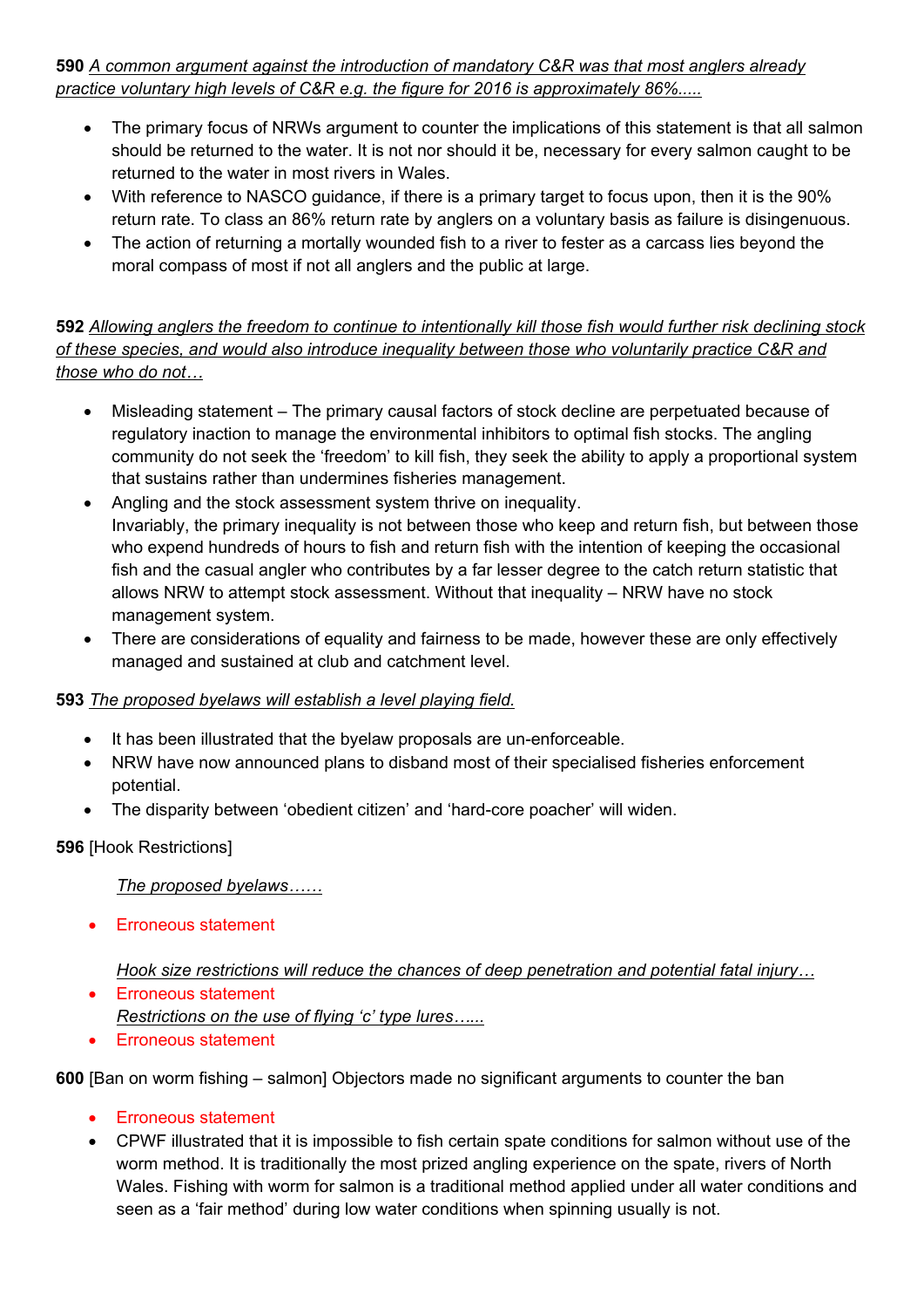**590** *A common argument against the introduction of mandatory C&R was that most anglers already practice voluntary high levels of C&R e.g. the figure for 2016 is approximately 86%.....*

- The primary focus of NRWs argument to counter the implications of this statement is that all salmon should be returned to the water. It is not nor should it be, necessary for every salmon caught to be returned to the water in most rivers in Wales.
- With reference to NASCO guidance, if there is a primary target to focus upon, then it is the 90% return rate. To class an 86% return rate by anglers on a voluntary basis as failure is disingenuous.
- The action of returning a mortally wounded fish to a river to fester as a carcass lies beyond the moral compass of most if not all anglers and the public at large.

**592** *Allowing anglers the freedom to continue to intentionally kill those fish would further risk declining stock of these species, and would also introduce inequality between those who voluntarily practice C&R and those who do not…*

- Misleading statement – The primary causal factors of stock decline are perpetuated because of regulatory inaction to manage the environmental inhibitors to optimal fish stocks. The angling community do not seek the 'freedom' to kill fish, they seek the ability to apply a proportional system that sustains rather than undermines fisheries management.
- Angling and the stock assessment system thrive on inequality.
  Invariably, the primary inequality is not between those who keep and return fish, but between those who expend hundreds of hours to fish and return fish with the intention of keeping the occasional fish and the casual angler who contributes by a far lesser degree to the catch return statistic that allows NRW to attempt stock assessment. Without that inequality – NRW have no stock management system.
- There are considerations of equality and fairness to be made, however these are only effectively managed and sustained at club and catchment level.

**593** *The proposed byelaws will establish a level playing field.*

- It has been illustrated that the byelaw proposals are un-enforceable.
- NRW have now announced plans to disband most of their specialised fisheries enforcement potential.
- The disparity between 'obedient citizen' and 'hard-core poacher' will widen.

**596** [Hook Restrictions]

*The proposed byelaws……*

- Erroneous statement

*Hook size restrictions will reduce the chances of deep penetration and potential fatal injury…*

- Erroneous statement

*Restrictions on the use of flying 'c' type lures…...*

- Erroneous statement

**600** [Ban on worm fishing – salmon] Objectors made no significant arguments to counter the ban

- Erroneous statement
- CPWF illustrated that it is impossible to fish certain spate conditions for salmon without use of the worm method. It is traditionally the most prized angling experience on the spate, rivers of North Wales. Fishing with worm for salmon is a traditional method applied under all water conditions and seen as a 'fair method' during low water conditions when spinning usually is not.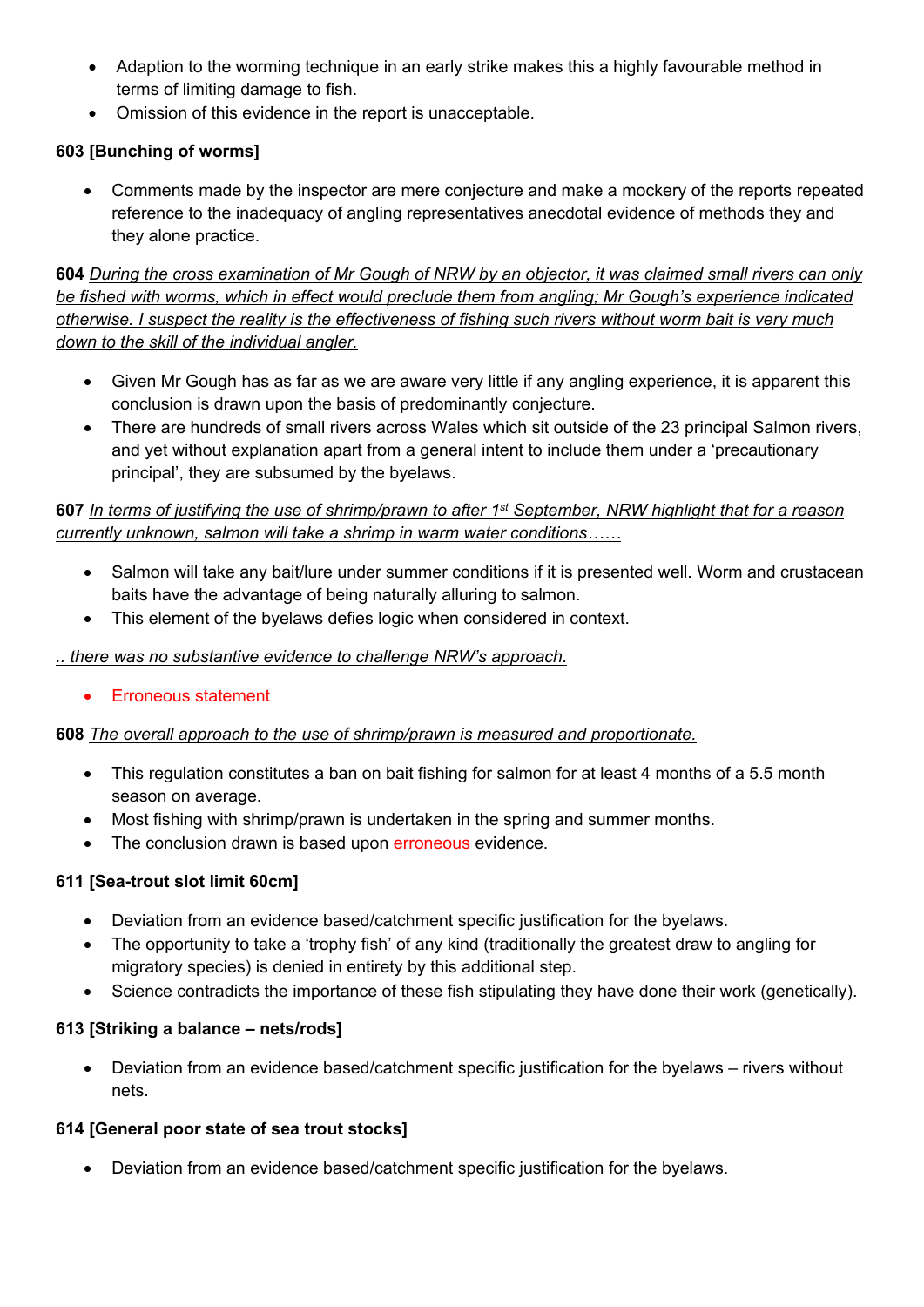- Adaption to the worming technique in an early strike makes this a highly favourable method in terms of limiting damage to fish.
- Omission of this evidence in the report is unacceptable.

**603 [Bunching of worms]**

- Comments made by the inspector are mere conjecture and make a mockery of the reports repeated reference to the inadequacy of angling representatives anecdotal evidence of methods they and they alone practice.

**604** _During the cross examination of Mr Gough of NRW by an objector, it was claimed small rivers can only be fished with worms, which in effect would preclude them from angling; Mr Gough's experience indicated otherwise. I suspect the reality is the effectiveness of fishing such rivers without worm bait is very much down to the skill of the individual angler._

- Given Mr Gough has as far as we are aware very little if any angling experience, it is apparent this conclusion is drawn upon the basis of predominantly conjecture.
- There are hundreds of small rivers across Wales which sit outside of the 23 principal Salmon rivers, and yet without explanation apart from a general intent to include them under a 'precautionary principal', they are subsumed by the byelaws.

**607** _In terms of justifying the use of shrimp/prawn to after 1st September, NRW highlight that for a reason currently unknown, salmon will take a shrimp in warm water conditions……_

- Salmon will take any bait/lure under summer conditions if it is presented well. Worm and crustacean baits have the advantage of being naturally alluring to salmon.
- This element of the byelaws defies logic when considered in context.

_.. there was no substantive evidence to challenge NRW's approach._

- Erroneous statement

**608** _The overall approach to the use of shrimp/prawn is measured and proportionate._

- This regulation constitutes a ban on bait fishing for salmon for at least 4 months of a 5.5 month season on average.
- Most fishing with shrimp/prawn is undertaken in the spring and summer months.
- The conclusion drawn is based upon erroneous evidence.

**611 [Sea-trout slot limit 60cm]**

- Deviation from an evidence based/catchment specific justification for the byelaws.
- The opportunity to take a 'trophy fish' of any kind (traditionally the greatest draw to angling for migratory species) is denied in entirety by this additional step.
- Science contradicts the importance of these fish stipulating they have done their work (genetically).

**613 [Striking a balance – nets/rods]**

- Deviation from an evidence based/catchment specific justification for the byelaws – rivers without nets.

**614 [General poor state of sea trout stocks]**

- Deviation from an evidence based/catchment specific justification for the byelaws.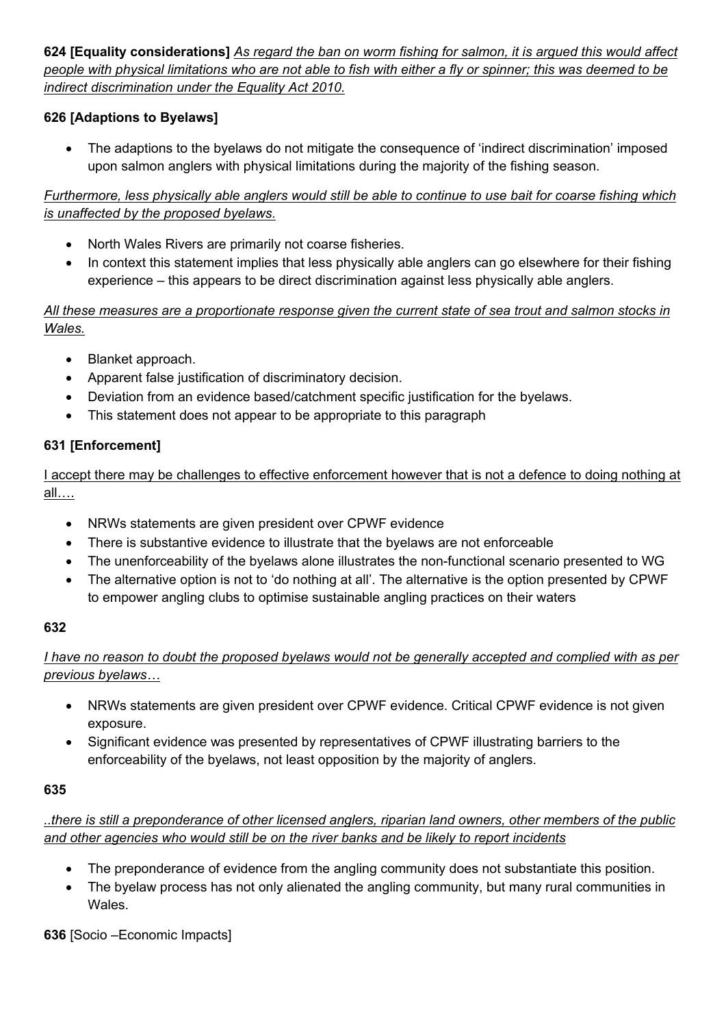**624 [Equality considerations]** *As regard the ban on worm fishing for salmon, it is argued this would affect people with physical limitations who are not able to fish with either a fly or spinner; this was deemed to be indirect discrimination under the Equality Act 2010.*

**626 [Adaptions to Byelaws]**

- The adaptions to the byelaws do not mitigate the consequence of 'indirect discrimination' imposed upon salmon anglers with physical limitations during the majority of the fishing season.

*Furthermore, less physically able anglers would still be able to continue to use bait for coarse fishing which is unaffected by the proposed byelaws.*

- North Wales Rivers are primarily not coarse fisheries.
- In context this statement implies that less physically able anglers can go elsewhere for their fishing experience – this appears to be direct discrimination against less physically able anglers.

*All these measures are a proportionate response given the current state of sea trout and salmon stocks in Wales.*

- Blanket approach.
- Apparent false justification of discriminatory decision.
- Deviation from an evidence based/catchment specific justification for the byelaws.
- This statement does not appear to be appropriate to this paragraph

**631 [Enforcement]**

I accept there may be challenges to effective enforcement however that is not a defence to doing nothing at all….

- NRWs statements are given president over CPWF evidence
- There is substantive evidence to illustrate that the byelaws are not enforceable
- The unenforceability of the byelaws alone illustrates the non-functional scenario presented to WG
- The alternative option is not to 'do nothing at all'. The alternative is the option presented by CPWF to empower angling clubs to optimise sustainable angling practices on their waters

**632**

*I have no reason to doubt the proposed byelaws would not be generally accepted and complied with as per previous byelaws…*

- NRWs statements are given president over CPWF evidence. Critical CPWF evidence is not given exposure.
- Significant evidence was presented by representatives of CPWF illustrating barriers to the enforceability of the byelaws, not least opposition by the majority of anglers.

**635**

*..there is still a preponderance of other licensed anglers, riparian land owners, other members of the public and other agencies who would still be on the river banks and be likely to report incidents*

- The preponderance of evidence from the angling community does not substantiate this position.
- The byelaw process has not only alienated the angling community, but many rural communities in Wales.

**636** [Socio –Economic Impacts]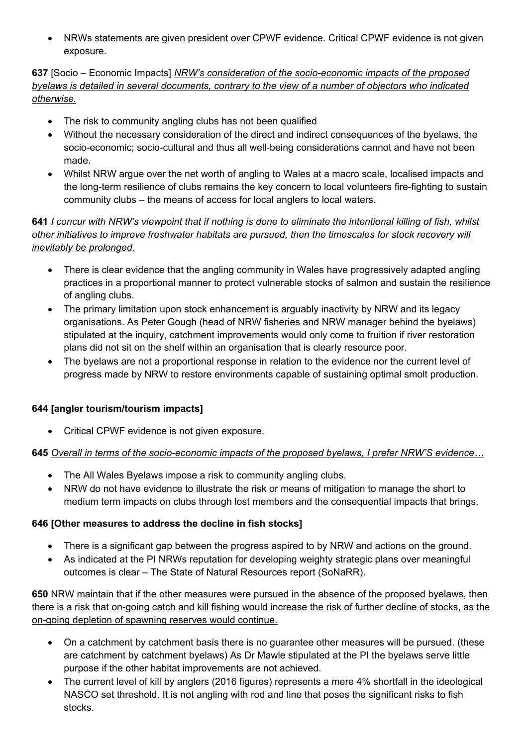- NRWs statements are given president over CPWF evidence. Critical CPWF evidence is not given exposure.

**637** [Socio – Economic Impacts] <u>*NRW's consideration of the socio-economic impacts of the proposed byelaws is detailed in several documents, contrary to the view of a number of objectors who indicated otherwise.*</u>

- The risk to community angling clubs has not been qualified
- Without the necessary consideration of the direct and indirect consequences of the byelaws, the socio-economic; socio-cultural and thus all well-being considerations cannot and have not been made.
- Whilst NRW argue over the net worth of angling to Wales at a macro scale, localised impacts and the long-term resilience of clubs remains the key concern to local volunteers fire-fighting to sustain community clubs – the means of access for local anglers to local waters.

**641** <u>*I concur with NRW's viewpoint that if nothing is done to eliminate the intentional killing of fish, whilst other initiatives to improve freshwater habitats are pursued, then the timescales for stock recovery will inevitably be prolonged.*</u>

- There is clear evidence that the angling community in Wales have progressively adapted angling practices in a proportional manner to protect vulnerable stocks of salmon and sustain the resilience of angling clubs.
- The primary limitation upon stock enhancement is arguably inactivity by NRW and its legacy organisations. As Peter Gough (head of NRW fisheries and NRW manager behind the byelaws) stipulated at the inquiry, catchment improvements would only come to fruition if river restoration plans did not sit on the shelf within an organisation that is clearly resource poor.
- The byelaws are not a proportional response in relation to the evidence nor the current level of progress made by NRW to restore environments capable of sustaining optimal smolt production.

**644 [angler tourism/tourism impacts]**

- Critical CPWF evidence is not given exposure.

**645** <u>*Overall in terms of the socio-economic impacts of the proposed byelaws, I prefer NRW'S evidence…*</u>

- The All Wales Byelaws impose a risk to community angling clubs.
- NRW do not have evidence to illustrate the risk or means of mitigation to manage the short to medium term impacts on clubs through lost members and the consequential impacts that brings.

**646 [Other measures to address the decline in fish stocks]**

- There is a significant gap between the progress aspired to by NRW and actions on the ground.
- As indicated at the PI NRWs reputation for developing weighty strategic plans over meaningful outcomes is clear – The State of Natural Resources report (SoNaRR).

**650** <u>NRW maintain that if the other measures were pursued in the absence of the proposed byelaws, then there is a risk that on-going catch and kill fishing would increase the risk of further decline of stocks, as the on-going depletion of spawning reserves would continue.</u>

- On a catchment by catchment basis there is no guarantee other measures will be pursued. (these are catchment by catchment byelaws) As Dr Mawle stipulated at the PI the byelaws serve little purpose if the other habitat improvements are not achieved.
- The current level of kill by anglers (2016 figures) represents a mere 4% shortfall in the ideological NASCO set threshold. It is not angling with rod and line that poses the significant risks to fish stocks.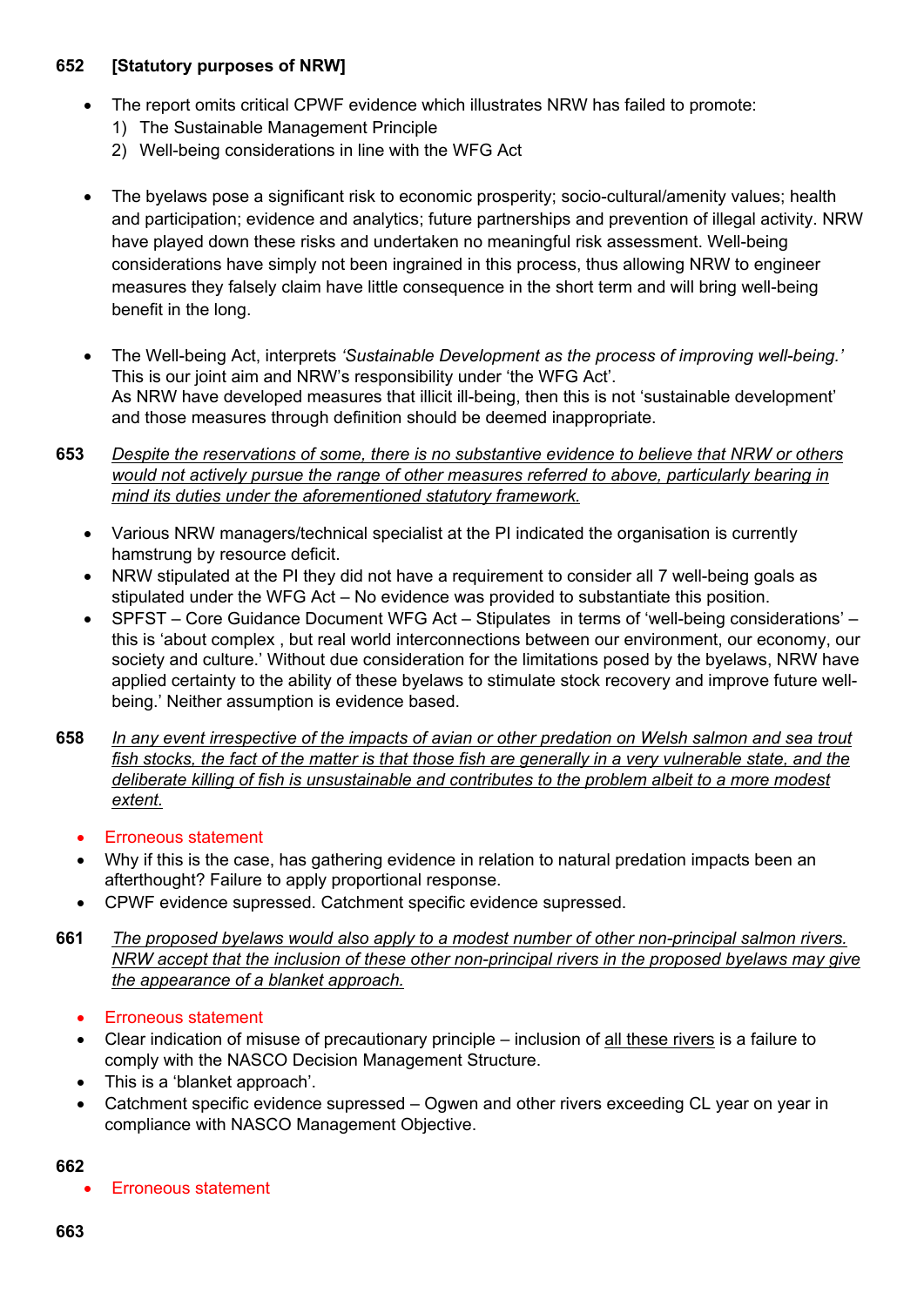**652 [Statutory purposes of NRW]**

- The report omits critical CPWF evidence which illustrates NRW has failed to promote:
  1) The Sustainable Management Principle
  2) Well-being considerations in line with the WFG Act

- The byelaws pose a significant risk to economic prosperity; socio-cultural/amenity values; health and participation; evidence and analytics; future partnerships and prevention of illegal activity. NRW have played down these risks and undertaken no meaningful risk assessment. Well-being considerations have simply not been ingrained in this process, thus allowing NRW to engineer measures they falsely claim have little consequence in the short term and will bring well-being benefit in the long.

- The Well-being Act, interprets *'Sustainable Development as the process of improving well-being.'* This is our joint aim and NRW's responsibility under 'the WFG Act'.
  As NRW have developed measures that illicit ill-being, then this is not 'sustainable development' and those measures through definition should be deemed inappropriate.

**653** <u>*Despite the reservations of some, there is no substantive evidence to believe that NRW or others would not actively pursue the range of other measures referred to above, particularly bearing in mind its duties under the aforementioned statutory framework.*</u>

- Various NRW managers/technical specialist at the PI indicated the organisation is currently hamstrung by resource deficit.
- NRW stipulated at the PI they did not have a requirement to consider all 7 well-being goals as stipulated under the WFG Act – No evidence was provided to substantiate this position.
- SPFST – Core Guidance Document WFG Act – Stipulates in terms of 'well-being considerations' – this is 'about complex , but real world interconnections between our environment, our economy, our society and culture.' Without due consideration for the limitations posed by the byelaws, NRW have applied certainty to the ability of these byelaws to stimulate stock recovery and improve future well-being.' Neither assumption is evidence based.

**658** <u>*In any event irrespective of the impacts of avian or other predation on Welsh salmon and sea trout fish stocks, the fact of the matter is that those fish are generally in a very vulnerable state, and the deliberate killing of fish is unsustainable and contributes to the problem albeit to a more modest extent.*</u>

- Erroneous statement
- Why if this is the case, has gathering evidence in relation to natural predation impacts been an afterthought? Failure to apply proportional response.
- CPWF evidence supressed. Catchment specific evidence supressed.

**661** <u>*The proposed byelaws would also apply to a modest number of other non-principal salmon rivers. NRW accept that the inclusion of these other non-principal rivers in the proposed byelaws may give the appearance of a blanket approach.*</u>

- Erroneous statement
- Clear indication of misuse of precautionary principle – inclusion of <u>all these rivers</u> is a failure to comply with the NASCO Decision Management Structure.
- This is a 'blanket approach'.
- Catchment specific evidence supressed – Ogwen and other rivers exceeding CL year on year in compliance with NASCO Management Objective.

**662**

- Erroneous statement

**663**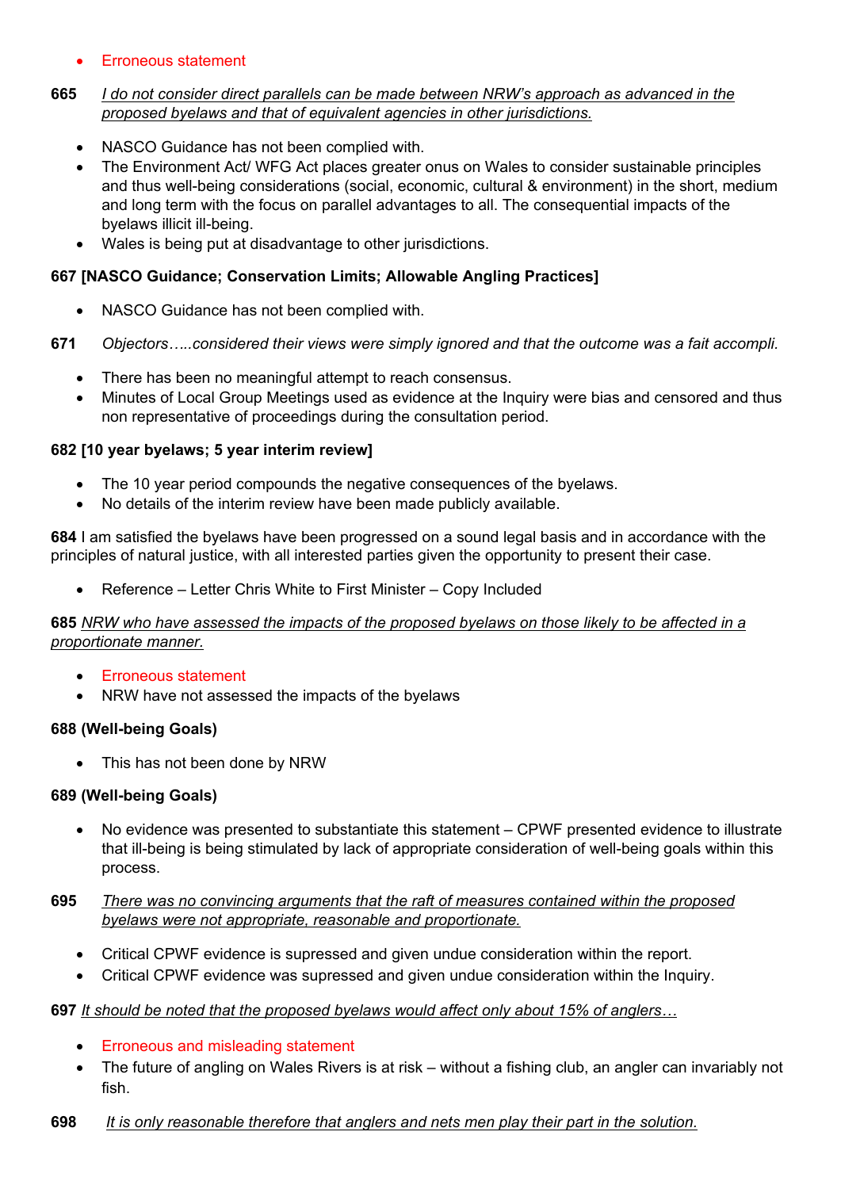- Erroneous statement

**665** *<u>I do not consider direct parallels can be made between NRW's approach as advanced in the proposed byelaws and that of equivalent agencies in other jurisdictions.</u>*

- NASCO Guidance has not been complied with.
- The Environment Act/ WFG Act places greater onus on Wales to consider sustainable principles and thus well-being considerations (social, economic, cultural & environment) in the short, medium and long term with the focus on parallel advantages to all. The consequential impacts of the byelaws illicit ill-being.
- Wales is being put at disadvantage to other jurisdictions.

**667 [NASCO Guidance; Conservation Limits; Allowable Angling Practices]**

- NASCO Guidance has not been complied with.

**671** *Objectors…..considered their views were simply ignored and that the outcome was a fait accompli.*

- There has been no meaningful attempt to reach consensus.
- Minutes of Local Group Meetings used as evidence at the Inquiry were bias and censored and thus non representative of proceedings during the consultation period.

**682 [10 year byelaws; 5 year interim review]**

- The 10 year period compounds the negative consequences of the byelaws.
- No details of the interim review have been made publicly available.

**684** I am satisfied the byelaws have been progressed on a sound legal basis and in accordance with the principles of natural justice, with all interested parties given the opportunity to present their case.

- Reference – Letter Chris White to First Minister – Copy Included

**685** *<u>NRW who have assessed the impacts of the proposed byelaws on those likely to be affected in a proportionate manner.</u>*

- Erroneous statement
- NRW have not assessed the impacts of the byelaws

**688 (Well-being Goals)**

- This has not been done by NRW

**689 (Well-being Goals)**

- No evidence was presented to substantiate this statement – CPWF presented evidence to illustrate that ill-being is being stimulated by lack of appropriate consideration of well-being goals within this process.

**695** *<u>There was no convincing arguments that the raft of measures contained within the proposed byelaws were not appropriate, reasonable and proportionate.</u>*

- Critical CPWF evidence is supressed and given undue consideration within the report.
- Critical CPWF evidence was supressed and given undue consideration within the Inquiry.

**697** *<u>It should be noted that the proposed byelaws would affect only about 15% of anglers…</u>*

- Erroneous and misleading statement
- The future of angling on Wales Rivers is at risk – without a fishing club, an angler can invariably not fish.

**698** *<u>It is only reasonable therefore that anglers and nets men play their part in the solution.</u>*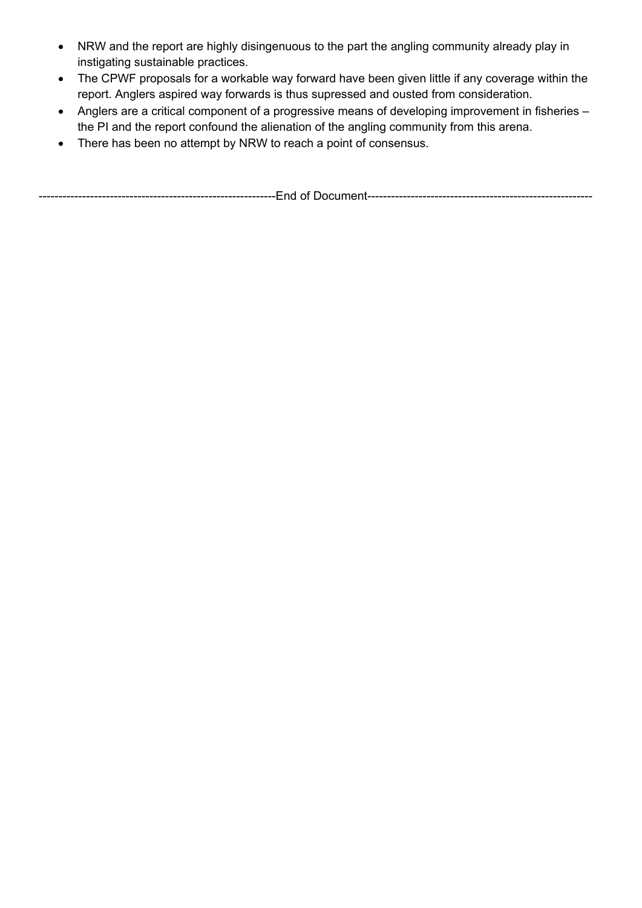- NRW and the report are highly disingenuous to the part the angling community already play in instigating sustainable practices.
- The CPWF proposals for a workable way forward have been given little if any coverage within the report. Anglers aspired way forwards is thus supressed and ousted from consideration.
- Anglers are a critical component of a progressive means of developing improvement in fisheries – the PI and the report confound the alienation of the angling community from this arena.
- There has been no attempt by NRW to reach a point of consensus.

----------------------------------------------------------End of Document--------------------------------------------------------